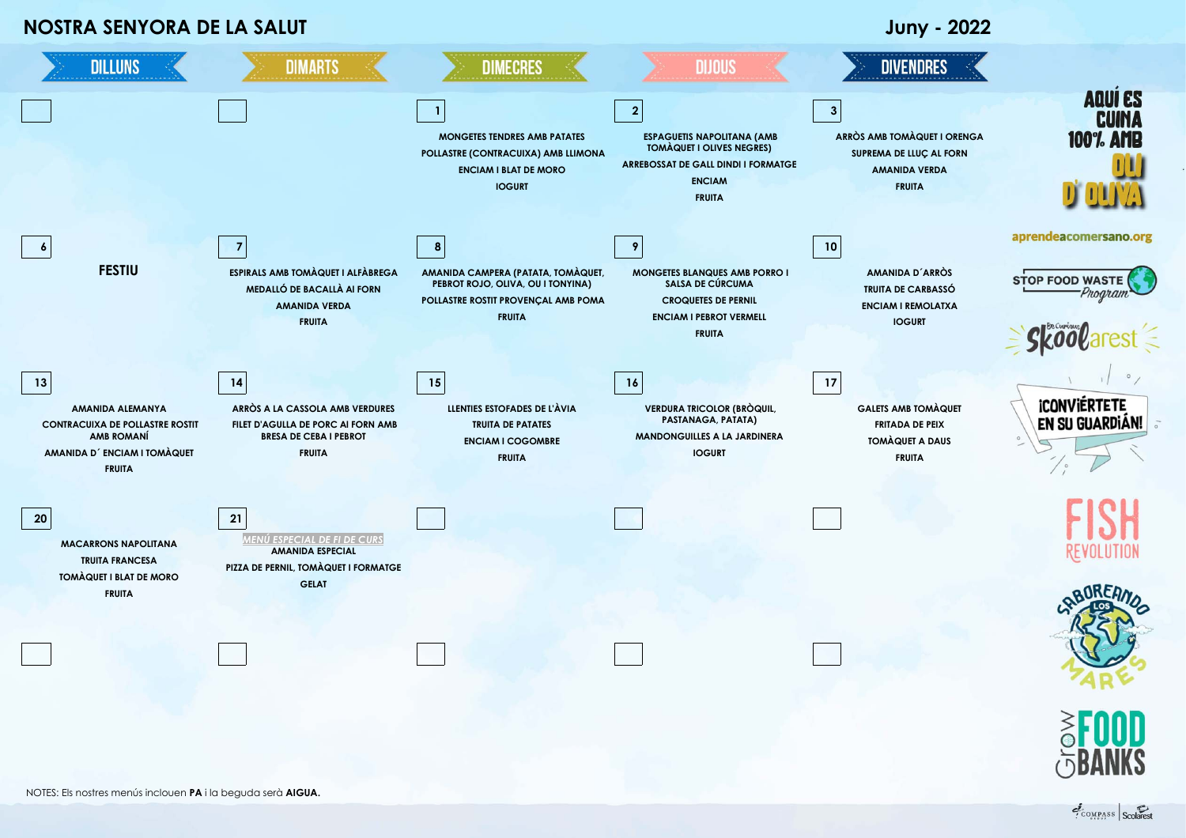# NOSTRA SENYORA DE LA SALUT

## Juny - 2022

| DILLUNS | DIMARTS | DIMECRES | DIJOUS | DIVENDRES |
|---|---|---|---|---|
| | | **1**<br>MONGETES TENDRES AMB PATATES<br>POLLASTRE (CONTRACUIXA) AMB LLIMONA<br>ENCIAM I BLAT DE MORO<br>IOGURT | **2**<br>ESPAGUETIS NAPOLITANA (AMB TOMÀQUET I OLIVES NEGRES)<br>ARREBOSSAT DE GALL DINDI I FORMATGE<br>ENCIAM<br>FRUITA | **3**<br>ARRÒS AMB TOMÀQUET I ORENGA<br>SUPREMA DE LLUÇ AL FORN<br>AMANIDA VERDA<br>FRUITA |
| **6**<br>FESTIU | **7**<br>ESPIRALS AMB TOMÀQUET I ALFÀBREGA<br>MEDALLÓ DE BACALLÀ AL FORN<br>AMANIDA VERDA<br>FRUITA | **8**<br>AMANIDA CAMPERA (PATATA, TOMÀQUET, PEBROT ROJO, OLIVA, OU I TONYINA)<br>POLLASTRE ROSTIT PROVENÇAL AMB POMA<br>FRUITA | **9**<br>MONGETES BLANQUES AMB PORRO I SALSA DE CÚRCUMA<br>CROQUETES DE PERNIL<br>ENCIAM I PEBROT VERMELL<br>FRUITA | **10**<br>AMANIDA D´ARRÒS<br>TRUITA DE CARBASSÓ<br>ENCIAM I REMOLATXA<br>IOGURT |
| **13**<br>AMANIDA ALEMANYA<br>CONTRACUIXA DE POLLASTRE ROSTIT AMB ROMANÍ<br>AMANIDA D´ ENCIAM I TOMÀQUET<br>FRUITA | **14**<br>ARRÒS A LA CASSOLA AMB VERDURES<br>FILET D'AGULLA DE PORC AL FORN AMB BRESA DE CEBA I PEBROT<br>FRUITA | **15**<br>LLENTIES ESTOFADES DE L'ÀVIA<br>TRUITA DE PATATES<br>ENCIAM I COGOMBRE<br>FRUITA | **16**<br>VERDURA TRICOLOR (BRÒQUIL, PASTANAGA, PATATA)<br>MANDONGUILLES A LA JARDINERA<br>IOGURT | **17**<br>GALETS AMB TOMÀQUET<br>FRITADA DE PEIX<br>TOMÀQUET A DAUS<br>FRUITA |
| **20**<br>MACARRONS NAPOLITANA<br>TRUITA FRANCESA<br>TOMÀQUET I BLAT DE MORO<br>FRUITA | **21**<br>*MENÚ ESPECIAL DE FI DE CURS*<br>AMANIDA ESPECIAL<br>PIZZA DE PERNIL, TOMÀQUET I FORMATGE<br>GELAT | | | |
| | | | | |

AQUÍ ES CUINA 100% AMB OLI D' OLIVA

aprendeacomersano.org

STOP FOOD WASTE Program

Skoolarest

¡CONVIÉRTETE EN SU GUARDIÁN!

FISH REVOLUTION

SABOREANDO LOS MARES

Grow FOOD BANKS

NOTES: Els nostres menús inclouen **PA** i la beguda serà **AIGUA.**

COMPASS GROUP | Scolarest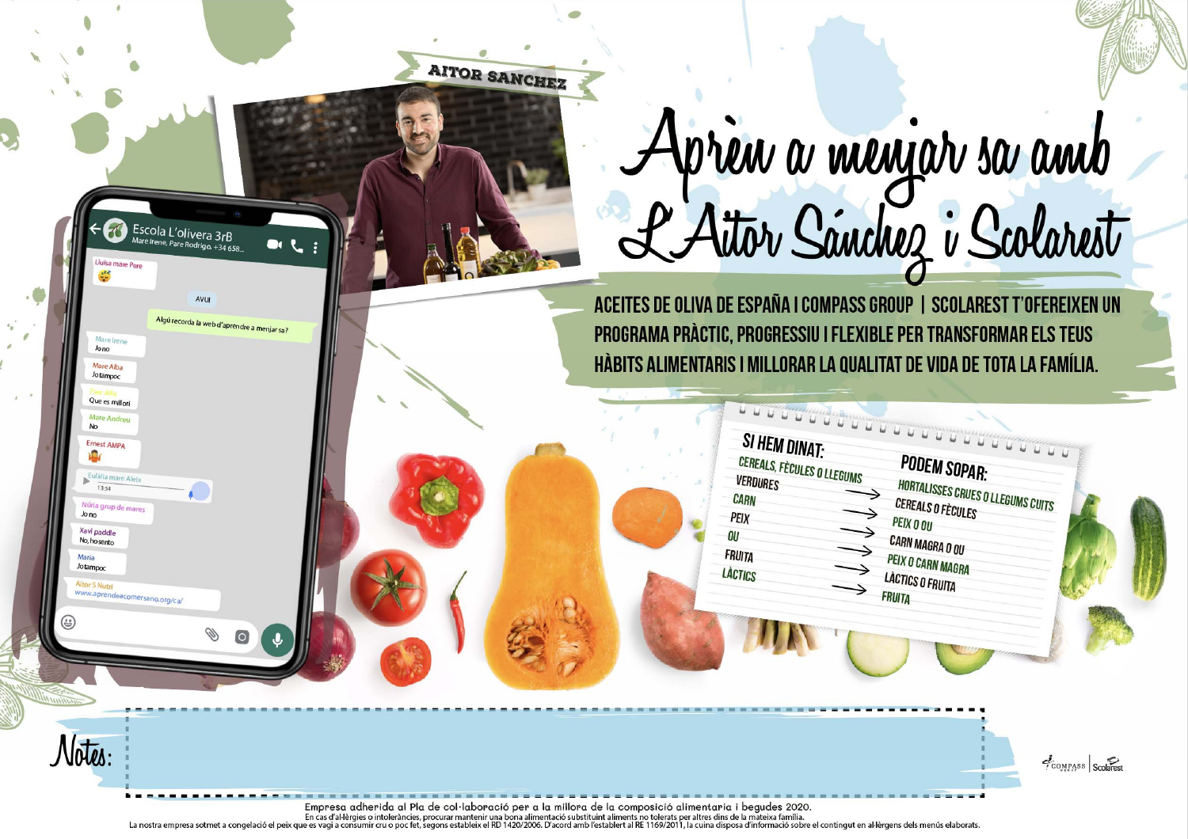# Aprèn a menjar sa amb L'Aitor Sánchez i Scolarest

AITOR SANCHEZ

**ACEITES DE OLIVA DE ESPAÑA I COMPASS GROUP | SCOLAREST T'OFEREIXEN UN PROGRAMA PRÀCTIC, PROGRESSIU I FLEXIBLE PER TRANSFORMAR ELS TEUS HÀBITS ALIMENTARIS I MILLORAR LA QUALITAT DE VIDA DE TOTA LA FAMÍLIA.**

Escola L'olivera 3rB
Mare Irene, Pare Rodrigo, +34 658...

Lluïsa mare Pere

AVUI

Algú recorda la web d'aprendre a menjar sa?

Mare Irene: Jo no

Mare Alba: Jo tampoc

Pare Jalla: Que es millori

Mare Andreu: No

Ernest AMPA

Eulàlia mare Aleix: 13:54

Núria grup de mares: Jo no

Xavi paddle: No, ho sento

Maria: Jo tampoc

Aitor S Nutri: www.aprendeacomersano.org/ca/

| SI HEM DINAT: | | PODEM SOPAR: |
|---|---|---|
| CEREALS, FÈCULES O LLEGUMS | → | HORTALISSES CRUES O LLEGUMS CUITS |
| VERDURES | → | CEREALS O FÈCULES |
| CARN | → | PEIX O OU |
| PEIX | → | CARN MAGRA O OU |
| OU | → | PEIX O CARN MAGRA |
| FRUITA | → | LÀCTICS O FRUITA |
| LÀCTICS | → | FRUITA |

Notes:

Empresa adherida al Pla de col·laboració per a la millora de la composició alimentària i begudes 2020.

En cas d'al·lèrgies o intoleràncies, procurar mantenir una bona alimentació substituint aliments no tolerats per altres dins de la mateixa família.

La nostra empresa sotmet a congelació el peix que es vagi a consumir cru o poc fet, segons estableix el RD 1420/2006. D'acord amb l'establert al RE 1169/2011, la cuina disposa d'informació sobre el contingut en al·lèrgens dels menús elaborats.